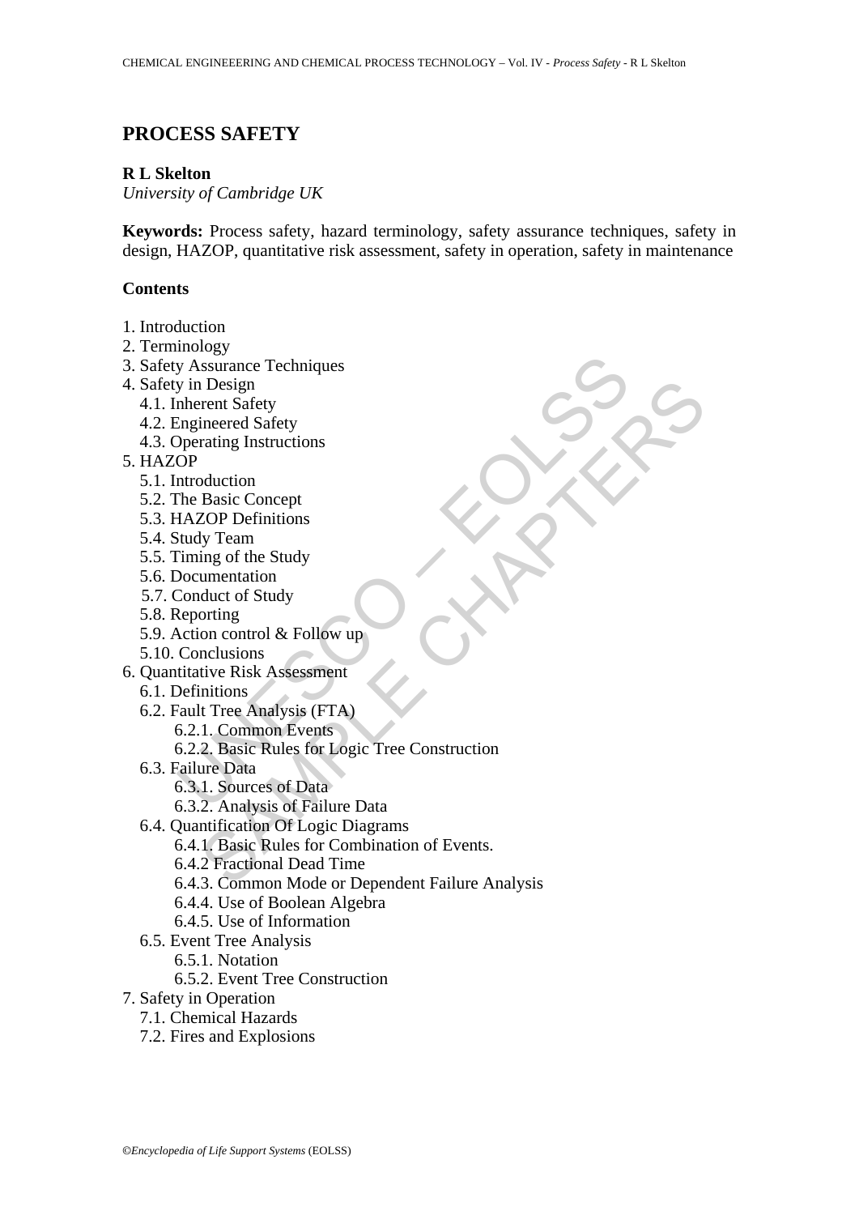# PROCESS SAFETY

**R L Skelton**

*University of Cambridge UK*

**Keywords:** Process safety, hazard terminology, safety assurance techniques, safety in design, HAZOP, quantitative risk assessment, safety in operation, safety in maintenance

## Contents

1. Introduction
2. Terminology
3. Safety Assurance Techniques
4. Safety in Design
   - 4.1. Inherent Safety
   - 4.2. Engineered Safety
   - 4.3. Operating Instructions
5. HAZOP
   - 5.1. Introduction
   - 5.2. The Basic Concept
   - 5.3. HAZOP Definitions
   - 5.4. Study Team
   - 5.5. Timing of the Study
   - 5.6. Documentation
   - 5.7. Conduct of Study
   - 5.8. Reporting
   - 5.9. Action control & Follow up
   - 5.10. Conclusions
6. Quantitative Risk Assessment
   - 6.1. Definitions
   - 6.2. Fault Tree Analysis (FTA)
     - 6.2.1. Common Events
     - 6.2.2. Basic Rules for Logic Tree Construction
   - 6.3. Failure Data
     - 6.3.1. Sources of Data
     - 6.3.2. Analysis of Failure Data
   - 6.4. Quantification Of Logic Diagrams
     - 6.4.1. Basic Rules for Combination of Events.
     - 6.4.2 Fractional Dead Time
     - 6.4.3. Common Mode or Dependent Failure Analysis
     - 6.4.4. Use of Boolean Algebra
     - 6.4.5. Use of Information
   - 6.5. Event Tree Analysis
     - 6.5.1. Notation
     - 6.5.2. Event Tree Construction
7. Safety in Operation
   - 7.1. Chemical Hazards
   - 7.2. Fires and Explosions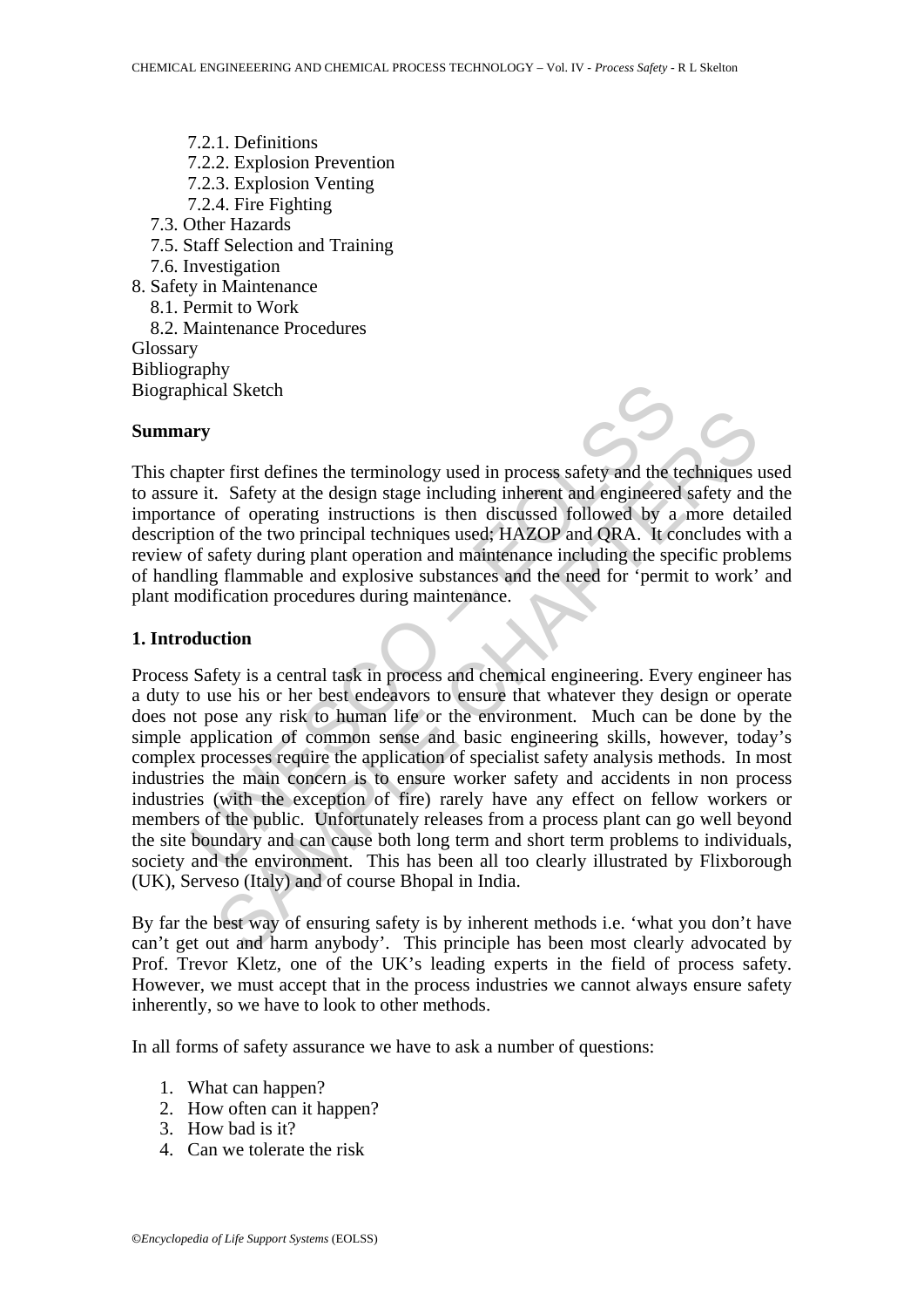- 7.2.1. Definitions
- 7.2.2. Explosion Prevention
- 7.2.3. Explosion Venting
- 7.2.4. Fire Fighting
- 7.3. Other Hazards
- 7.5. Staff Selection and Training
- 7.6. Investigation
- 8. Safety in Maintenance
- 8.1. Permit to Work
- 8.2. Maintenance Procedures

Glossary
Bibliography
Biographical Sketch

## Summary

This chapter first defines the terminology used in process safety and the techniques used to assure it. Safety at the design stage including inherent and engineered safety and the importance of operating instructions is then discussed followed by a more detailed description of the two principal techniques used; HAZOP and QRA. It concludes with a review of safety during plant operation and maintenance including the specific problems of handling flammable and explosive substances and the need for 'permit to work' and plant modification procedures during maintenance.

## 1. Introduction

Process Safety is a central task in process and chemical engineering. Every engineer has a duty to use his or her best endeavors to ensure that whatever they design or operate does not pose any risk to human life or the environment. Much can be done by the simple application of common sense and basic engineering skills, however, today's complex processes require the application of specialist safety analysis methods. In most industries the main concern is to ensure worker safety and accidents in non process industries (with the exception of fire) rarely have any effect on fellow workers or members of the public. Unfortunately releases from a process plant can go well beyond the site boundary and can cause both long term and short term problems to individuals, society and the environment. This has been all too clearly illustrated by Flixborough (UK), Serveso (Italy) and of course Bhopal in India.

By far the best way of ensuring safety is by inherent methods i.e. 'what you don't have can't get out and harm anybody'. This principle has been most clearly advocated by Prof. Trevor Kletz, one of the UK's leading experts in the field of process safety. However, we must accept that in the process industries we cannot always ensure safety inherently, so we have to look to other methods.

In all forms of safety assurance we have to ask a number of questions:

1. What can happen?
2. How often can it happen?
3. How bad is it?
4. Can we tolerate the risk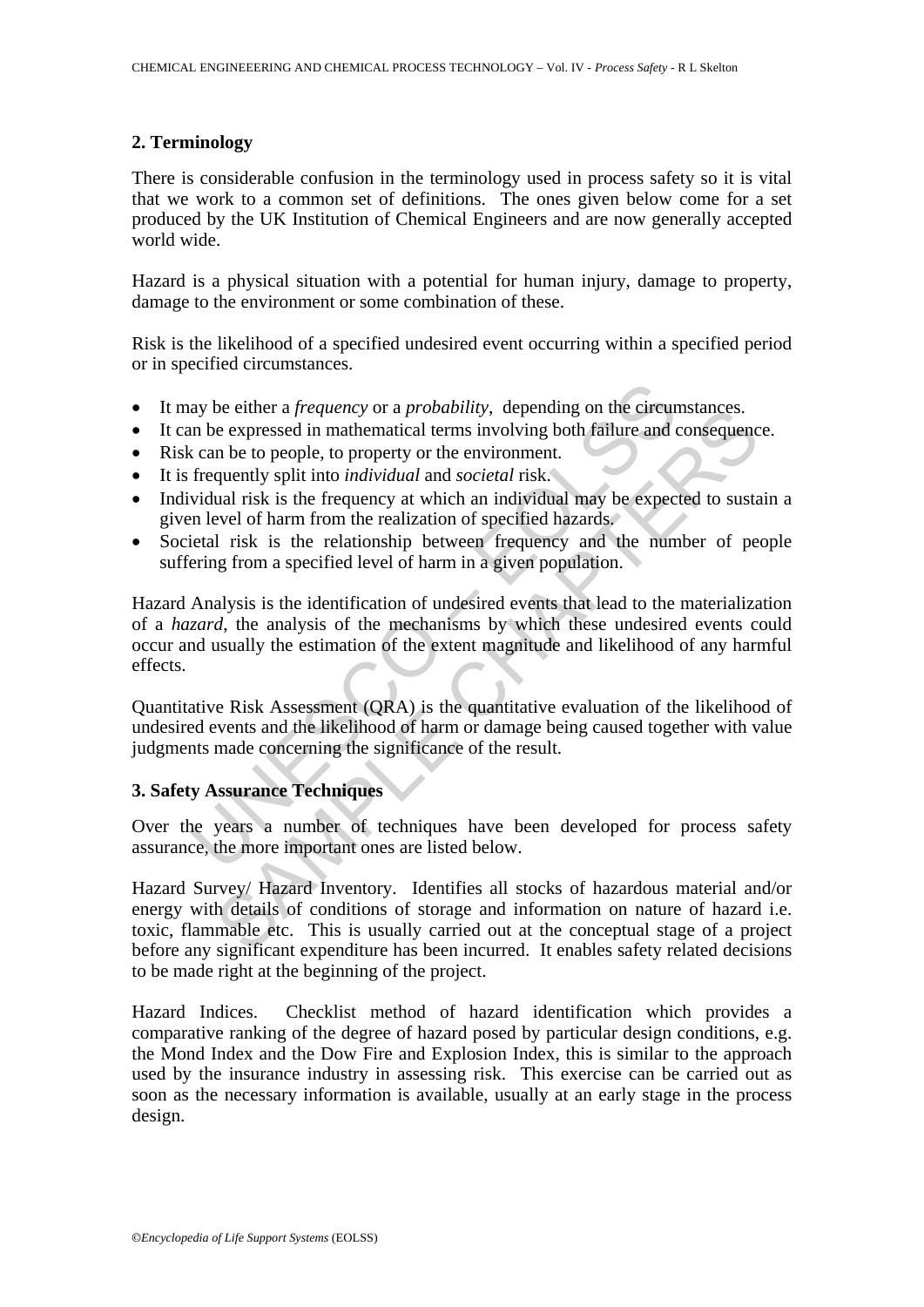## 2. Terminology

There is considerable confusion in the terminology used in process safety so it is vital that we work to a common set of definitions. The ones given below come for a set produced by the UK Institution of Chemical Engineers and are now generally accepted world wide.

Hazard is a physical situation with a potential for human injury, damage to property, damage to the environment or some combination of these.

Risk is the likelihood of a specified undesired event occurring within a specified period or in specified circumstances.

- It may be either a *frequency* or a *probability*, depending on the circumstances.
- It can be expressed in mathematical terms involving both failure and consequence.
- Risk can be to people, to property or the environment.
- It is frequently split into *individual* and *societal* risk.
- Individual risk is the frequency at which an individual may be expected to sustain a given level of harm from the realization of specified hazards.
- Societal risk is the relationship between frequency and the number of people suffering from a specified level of harm in a given population.

Hazard Analysis is the identification of undesired events that lead to the materialization of a *hazard*, the analysis of the mechanisms by which these undesired events could occur and usually the estimation of the extent magnitude and likelihood of any harmful effects.

Quantitative Risk Assessment (QRA) is the quantitative evaluation of the likelihood of undesired events and the likelihood of harm or damage being caused together with value judgments made concerning the significance of the result.

## 3. Safety Assurance Techniques

Over the years a number of techniques have been developed for process safety assurance, the more important ones are listed below.

Hazard Survey/ Hazard Inventory. Identifies all stocks of hazardous material and/or energy with details of conditions of storage and information on nature of hazard i.e. toxic, flammable etc. This is usually carried out at the conceptual stage of a project before any significant expenditure has been incurred. It enables safety related decisions to be made right at the beginning of the project.

Hazard Indices. Checklist method of hazard identification which provides a comparative ranking of the degree of hazard posed by particular design conditions, e.g. the Mond Index and the Dow Fire and Explosion Index, this is similar to the approach used by the insurance industry in assessing risk. This exercise can be carried out as soon as the necessary information is available, usually at an early stage in the process design.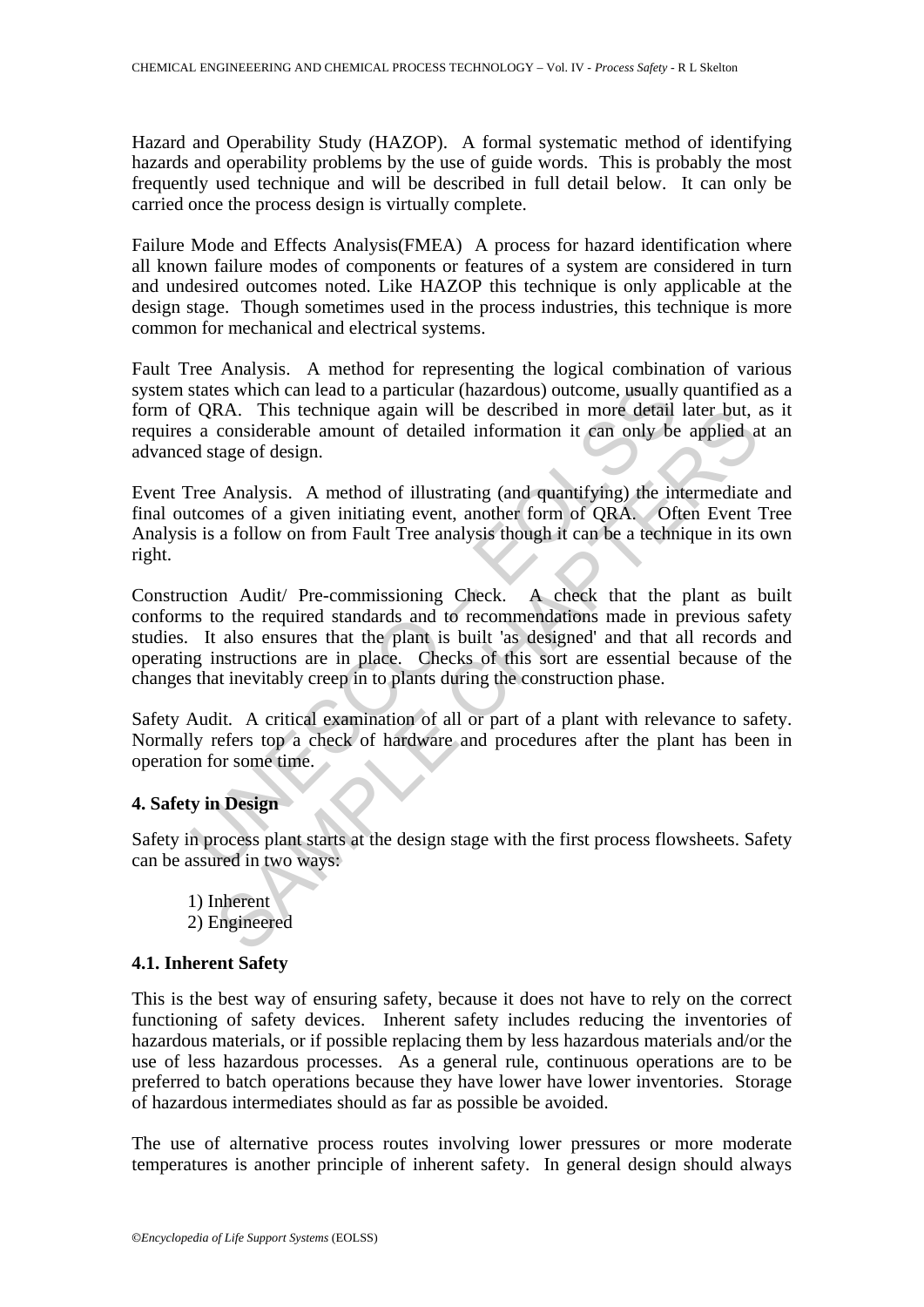Hazard and Operability Study (HAZOP). A formal systematic method of identifying hazards and operability problems by the use of guide words. This is probably the most frequently used technique and will be described in full detail below. It can only be carried once the process design is virtually complete.

Failure Mode and Effects Analysis(FMEA) A process for hazard identification where all known failure modes of components or features of a system are considered in turn and undesired outcomes noted. Like HAZOP this technique is only applicable at the design stage. Though sometimes used in the process industries, this technique is more common for mechanical and electrical systems.

Fault Tree Analysis. A method for representing the logical combination of various system states which can lead to a particular (hazardous) outcome, usually quantified as a form of QRA. This technique again will be described in more detail later but, as it requires a considerable amount of detailed information it can only be applied at an advanced stage of design.

Event Tree Analysis. A method of illustrating (and quantifying) the intermediate and final outcomes of a given initiating event, another form of QRA. Often Event Tree Analysis is a follow on from Fault Tree analysis though it can be a technique in its own right.

Construction Audit/ Pre-commissioning Check. A check that the plant as built conforms to the required standards and to recommendations made in previous safety studies. It also ensures that the plant is built 'as designed' and that all records and operating instructions are in place. Checks of this sort are essential because of the changes that inevitably creep in to plants during the construction phase.

Safety Audit. A critical examination of all or part of a plant with relevance to safety. Normally refers top a check of hardware and procedures after the plant has been in operation for some time.

## 4. Safety in Design

Safety in process plant starts at the design stage with the first process flowsheets. Safety can be assured in two ways:

1) Inherent
2) Engineered

### 4.1. Inherent Safety

This is the best way of ensuring safety, because it does not have to rely on the correct functioning of safety devices. Inherent safety includes reducing the inventories of hazardous materials, or if possible replacing them by less hazardous materials and/or the use of less hazardous processes. As a general rule, continuous operations are to be preferred to batch operations because they have lower have lower inventories. Storage of hazardous intermediates should as far as possible be avoided.

The use of alternative process routes involving lower pressures or more moderate temperatures is another principle of inherent safety. In general design should always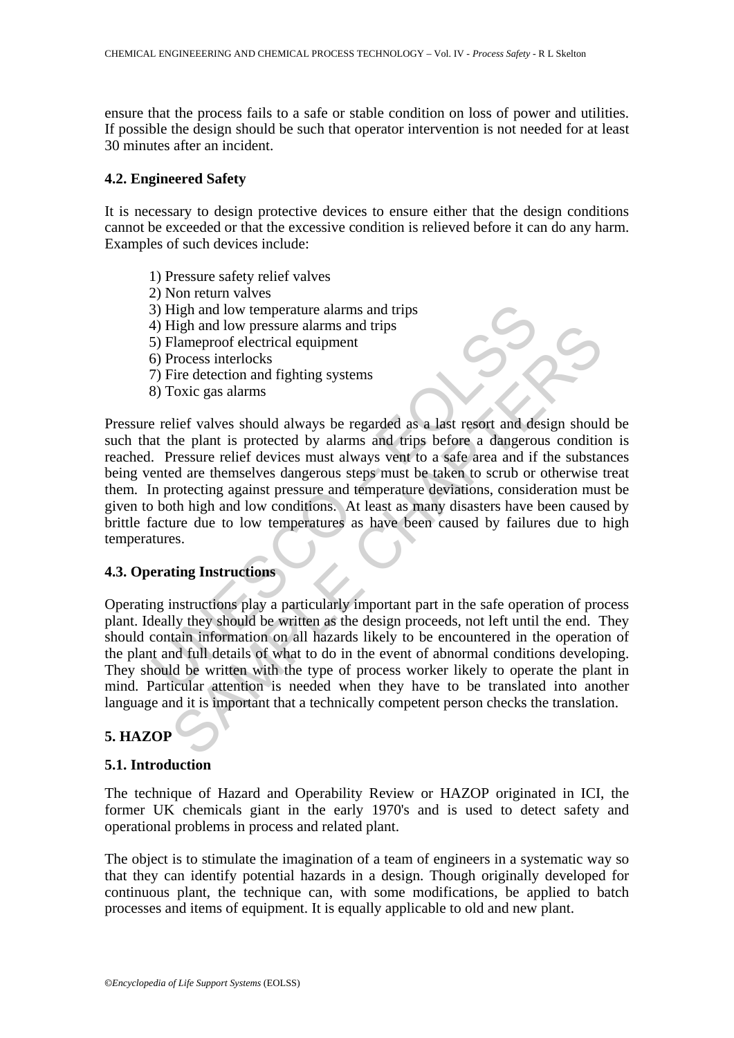ensure that the process fails to a safe or stable condition on loss of power and utilities. If possible the design should be such that operator intervention is not needed for at least 30 minutes after an incident.

## 4.2. Engineered Safety

It is necessary to design protective devices to ensure either that the design conditions cannot be exceeded or that the excessive condition is relieved before it can do any harm. Examples of such devices include:

1) Pressure safety relief valves
2) Non return valves
3) High and low temperature alarms and trips
4) High and low pressure alarms and trips
5) Flameproof electrical equipment
6) Process interlocks
7) Fire detection and fighting systems
8) Toxic gas alarms

Pressure relief valves should always be regarded as a last resort and design should be such that the plant is protected by alarms and trips before a dangerous condition is reached. Pressure relief devices must always vent to a safe area and if the substances being vented are themselves dangerous steps must be taken to scrub or otherwise treat them. In protecting against pressure and temperature deviations, consideration must be given to both high and low conditions. At least as many disasters have been caused by brittle facture due to low temperatures as have been caused by failures due to high temperatures.

## 4.3. Operating Instructions

Operating instructions play a particularly important part in the safe operation of process plant. Ideally they should be written as the design proceeds, not left until the end. They should contain information on all hazards likely to be encountered in the operation of the plant and full details of what to do in the event of abnormal conditions developing. They should be written with the type of process worker likely to operate the plant in mind. Particular attention is needed when they have to be translated into another language and it is important that a technically competent person checks the translation.

# 5. HAZOP

## 5.1. Introduction

The technique of Hazard and Operability Review or HAZOP originated in ICI, the former UK chemicals giant in the early 1970's and is used to detect safety and operational problems in process and related plant.

The object is to stimulate the imagination of a team of engineers in a systematic way so that they can identify potential hazards in a design. Though originally developed for continuous plant, the technique can, with some modifications, be applied to batch processes and items of equipment. It is equally applicable to old and new plant.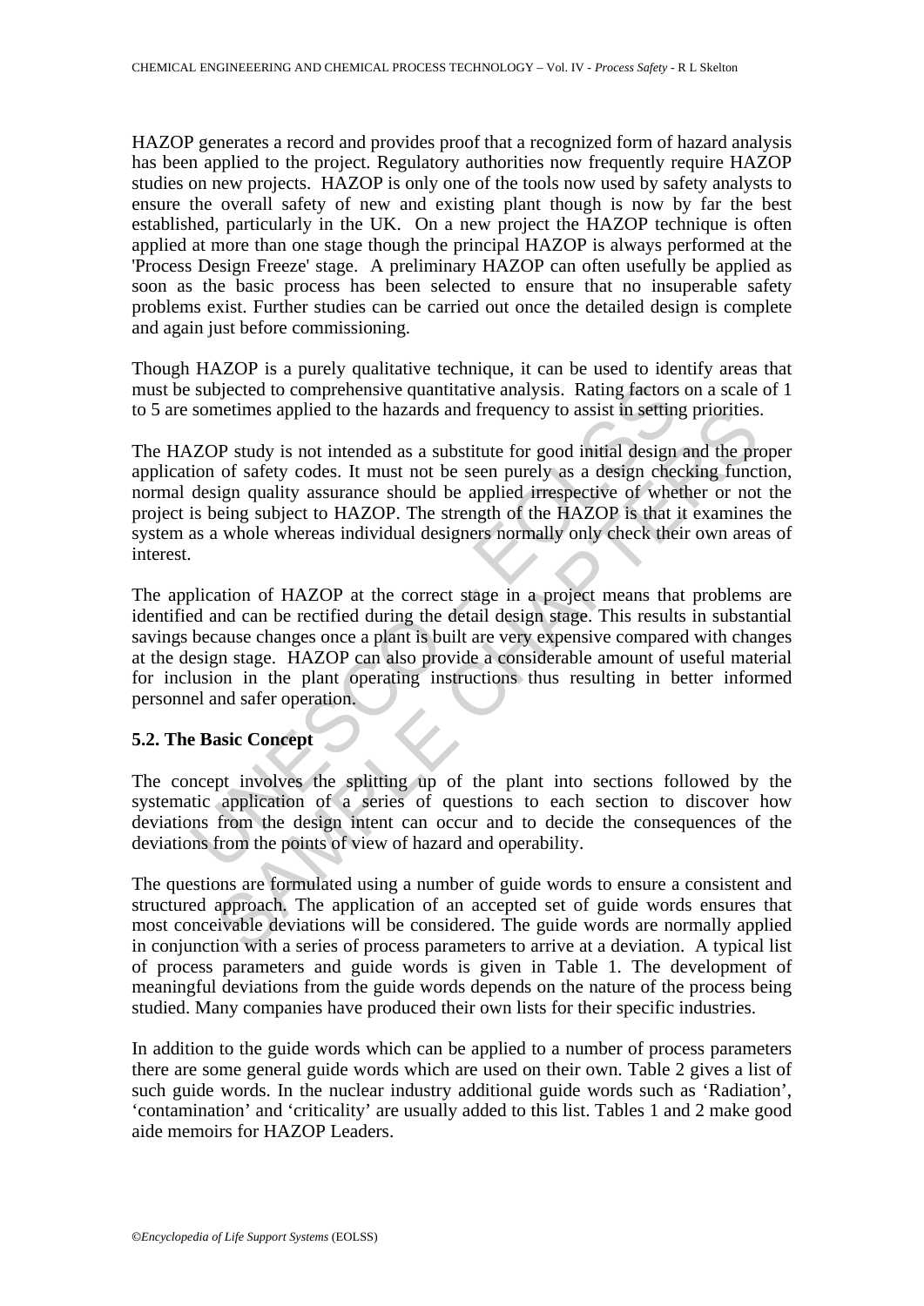HAZOP generates a record and provides proof that a recognized form of hazard analysis has been applied to the project. Regulatory authorities now frequently require HAZOP studies on new projects. HAZOP is only one of the tools now used by safety analysts to ensure the overall safety of new and existing plant though is now by far the best established, particularly in the UK. On a new project the HAZOP technique is often applied at more than one stage though the principal HAZOP is always performed at the 'Process Design Freeze' stage. A preliminary HAZOP can often usefully be applied as soon as the basic process has been selected to ensure that no insuperable safety problems exist. Further studies can be carried out once the detailed design is complete and again just before commissioning.

Though HAZOP is a purely qualitative technique, it can be used to identify areas that must be subjected to comprehensive quantitative analysis. Rating factors on a scale of 1 to 5 are sometimes applied to the hazards and frequency to assist in setting priorities.

The HAZOP study is not intended as a substitute for good initial design and the proper application of safety codes. It must not be seen purely as a design checking function, normal design quality assurance should be applied irrespective of whether or not the project is being subject to HAZOP. The strength of the HAZOP is that it examines the system as a whole whereas individual designers normally only check their own areas of interest.

The application of HAZOP at the correct stage in a project means that problems are identified and can be rectified during the detail design stage. This results in substantial savings because changes once a plant is built are very expensive compared with changes at the design stage. HAZOP can also provide a considerable amount of useful material for inclusion in the plant operating instructions thus resulting in better informed personnel and safer operation.

## 5.2. The Basic Concept

The concept involves the splitting up of the plant into sections followed by the systematic application of a series of questions to each section to discover how deviations from the design intent can occur and to decide the consequences of the deviations from the points of view of hazard and operability.

The questions are formulated using a number of guide words to ensure a consistent and structured approach. The application of an accepted set of guide words ensures that most conceivable deviations will be considered. The guide words are normally applied in conjunction with a series of process parameters to arrive at a deviation. A typical list of process parameters and guide words is given in Table 1. The development of meaningful deviations from the guide words depends on the nature of the process being studied. Many companies have produced their own lists for their specific industries.

In addition to the guide words which can be applied to a number of process parameters there are some general guide words which are used on their own. Table 2 gives a list of such guide words. In the nuclear industry additional guide words such as 'Radiation', 'contamination' and 'criticality' are usually added to this list. Tables 1 and 2 make good aide memoirs for HAZOP Leaders.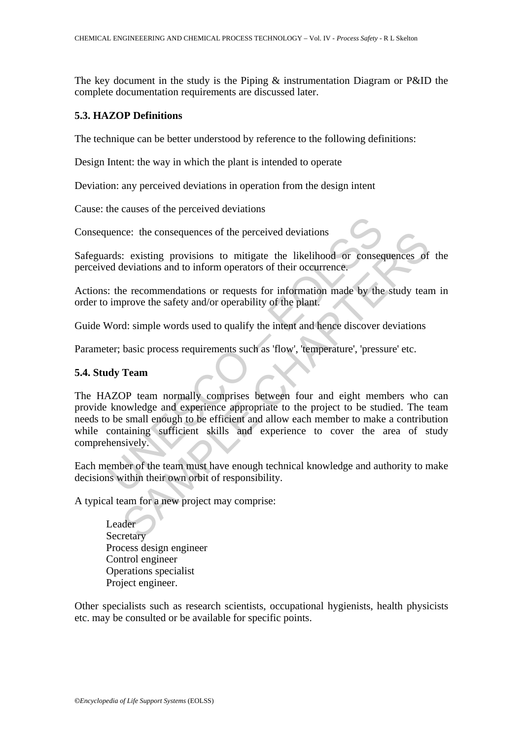The key document in the study is the Piping & instrumentation Diagram or P&ID the complete documentation requirements are discussed later.

### 5.3. HAZOP Definitions

The technique can be better understood by reference to the following definitions:

Design Intent: the way in which the plant is intended to operate

Deviation: any perceived deviations in operation from the design intent

Cause: the causes of the perceived deviations

Consequence: the consequences of the perceived deviations

Safeguards: existing provisions to mitigate the likelihood or consequences of the perceived deviations and to inform operators of their occurrence.

Actions: the recommendations or requests for information made by the study team in order to improve the safety and/or operability of the plant.

Guide Word: simple words used to qualify the intent and hence discover deviations

Parameter; basic process requirements such as 'flow', 'temperature', 'pressure' etc.

### 5.4. Study Team

The HAZOP team normally comprises between four and eight members who can provide knowledge and experience appropriate to the project to be studied. The team needs to be small enough to be efficient and allow each member to make a contribution while containing sufficient skills and experience to cover the area of study comprehensively.

Each member of the team must have enough technical knowledge and authority to make decisions within their own orbit of responsibility.

A typical team for a new project may comprise:

Leader
Secretary
Process design engineer
Control engineer
Operations specialist
Project engineer.

Other specialists such as research scientists, occupational hygienists, health physicists etc. may be consulted or be available for specific points.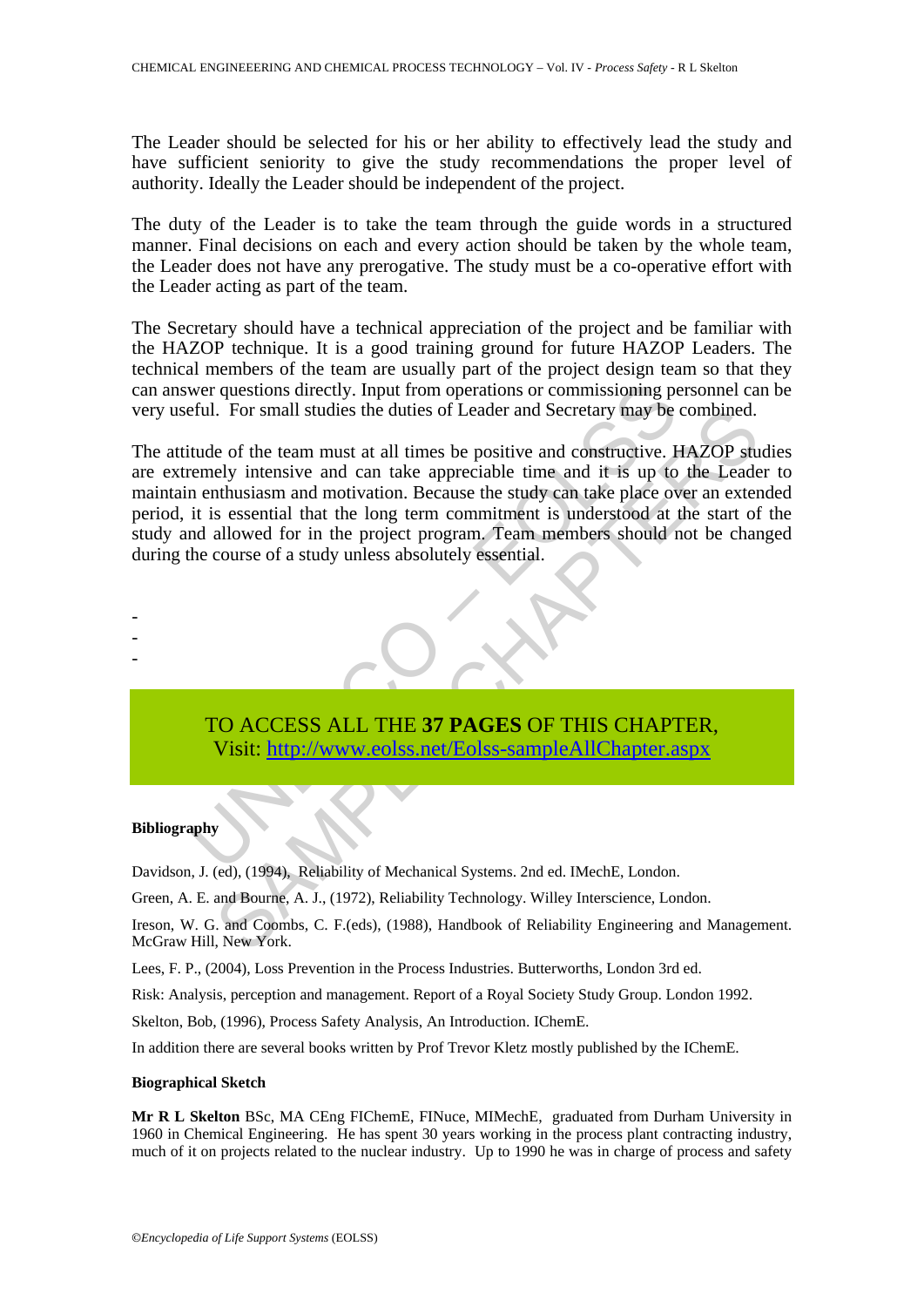The Leader should be selected for his or her ability to effectively lead the study and have sufficient seniority to give the study recommendations the proper level of authority. Ideally the Leader should be independent of the project.

The duty of the Leader is to take the team through the guide words in a structured manner. Final decisions on each and every action should be taken by the whole team, the Leader does not have any prerogative. The study must be a co-operative effort with the Leader acting as part of the team.

The Secretary should have a technical appreciation of the project and be familiar with the HAZOP technique. It is a good training ground for future HAZOP Leaders. The technical members of the team are usually part of the project design team so that they can answer questions directly. Input from operations or commissioning personnel can be very useful. For small studies the duties of Leader and Secretary may be combined.

The attitude of the team must at all times be positive and constructive. HAZOP studies are extremely intensive and can take appreciable time and it is up to the Leader to maintain enthusiasm and motivation. Because the study can take place over an extended period, it is essential that the long term commitment is understood at the start of the study and allowed for in the project program. Team members should not be changed during the course of a study unless absolutely essential.

-
-
-

TO ACCESS ALL THE **37 PAGES** OF THIS CHAPTER,
Visit: [http://www.eolss.net/Eolss-sampleAllChapter.aspx](http://www.eolss.net/Eolss-sampleAllChapter.aspx)

**Bibliography**

Davidson, J. (ed), (1994), Reliability of Mechanical Systems. 2nd ed. IMechE, London.

Green, A. E. and Bourne, A. J., (1972), Reliability Technology. Willey Interscience, London.

Ireson, W. G. and Coombs, C. F.(eds), (1988), Handbook of Reliability Engineering and Management. McGraw Hill, New York.

Lees, F. P., (2004), Loss Prevention in the Process Industries. Butterworths, London 3rd ed.

Risk: Analysis, perception and management. Report of a Royal Society Study Group. London 1992.

Skelton, Bob, (1996), Process Safety Analysis, An Introduction. IChemE.

In addition there are several books written by Prof Trevor Kletz mostly published by the IChemE.

**Biographical Sketch**

**Mr R L Skelton** BSc, MA CEng FIChemE, FINuce, MIMechE, graduated from Durham University in 1960 in Chemical Engineering. He has spent 30 years working in the process plant contracting industry, much of it on projects related to the nuclear industry. Up to 1990 he was in charge of process and safety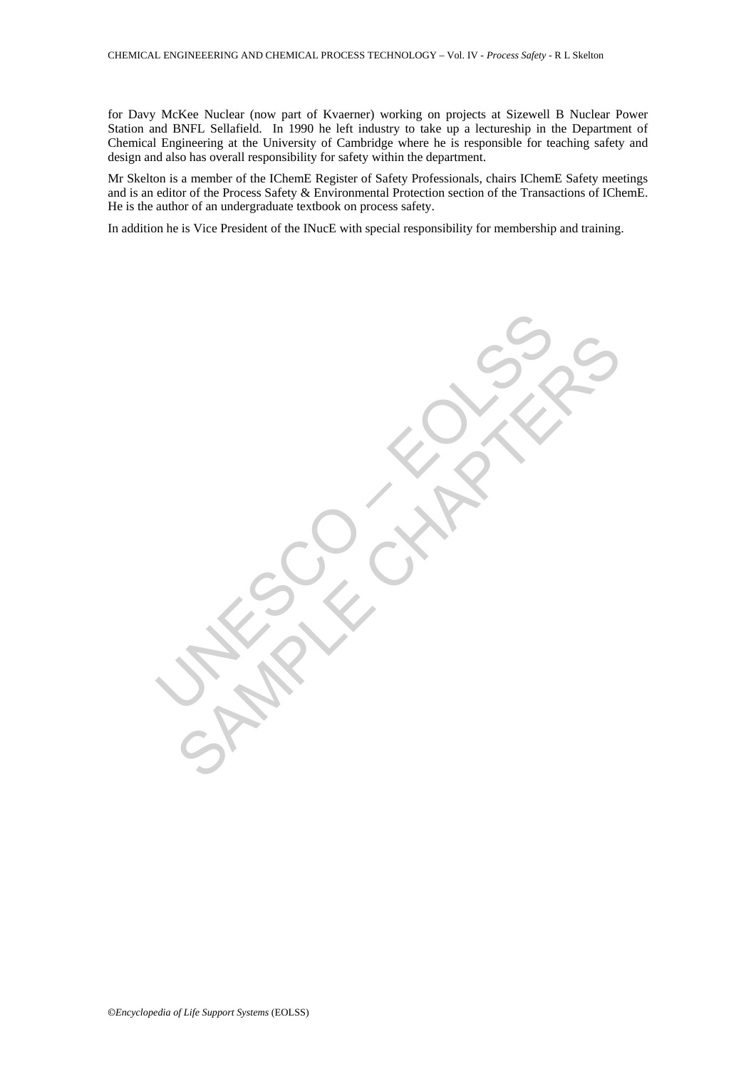for Davy McKee Nuclear (now part of Kvaerner) working on projects at Sizewell B Nuclear Power Station and BNFL Sellafield. In 1990 he left industry to take up a lectureship in the Department of Chemical Engineering at the University of Cambridge where he is responsible for teaching safety and design and also has overall responsibility for safety within the department.

Mr Skelton is a member of the IChemE Register of Safety Professionals, chairs IChemE Safety meetings and is an editor of the Process Safety & Environmental Protection section of the Transactions of IChemE. He is the author of an undergraduate textbook on process safety.

In addition he is Vice President of the INucE with special responsibility for membership and training.